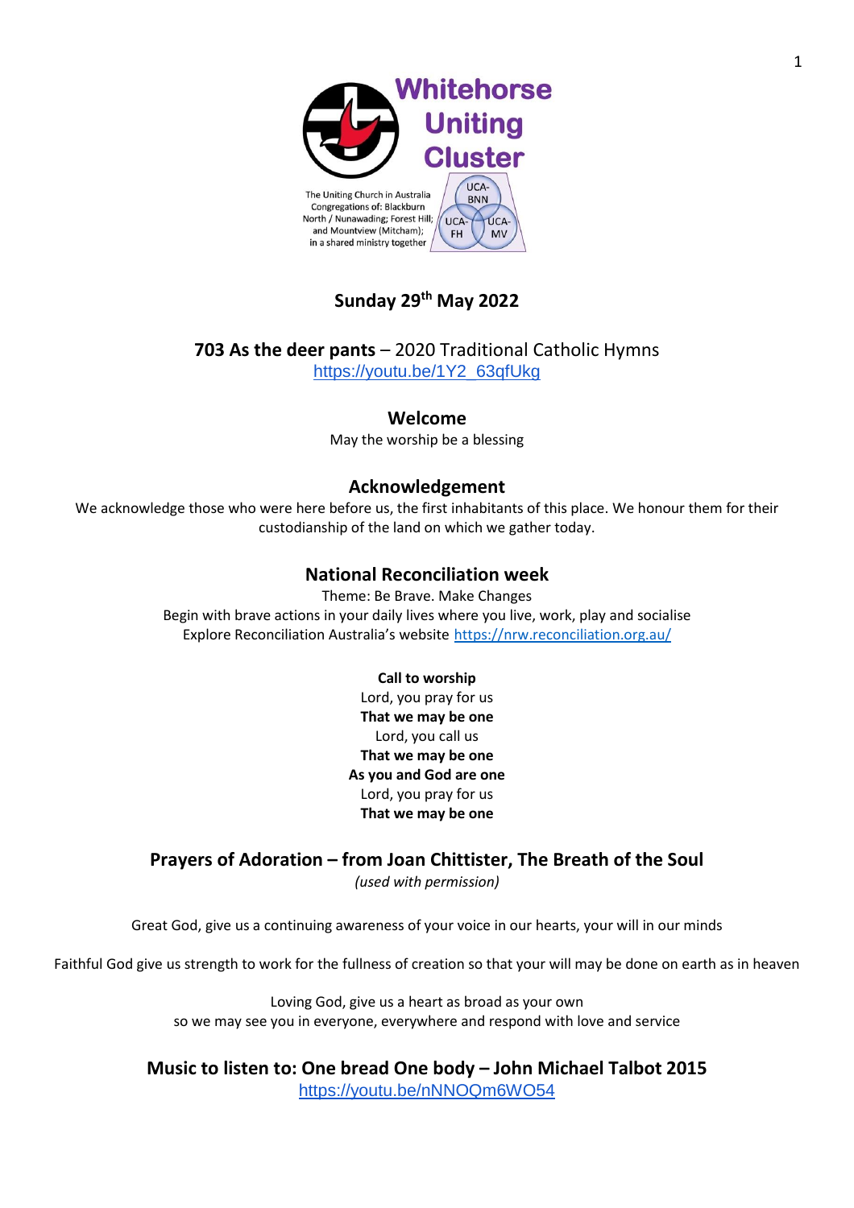# Whitehorse Uniting Cluster

The Uniting Church in Australia
Congregations of: Blackburn North / Nunawading; Forest Hill; and Mountview (Mitcham); in a shared ministry together

UCA-BNN | UCA-FH | UCA-MV

## Sunday 29th May 2022

**703 As the deer pants** – 2020 Traditional Catholic Hymns
https://youtu.be/1Y2_63qfUkg

## Welcome

May the worship be a blessing

## Acknowledgement

We acknowledge those who were here before us, the first inhabitants of this place. We honour them for their custodianship of the land on which we gather today.

## National Reconciliation week

Theme: Be Brave. Make Changes
Begin with brave actions in your daily lives where you live, work, play and socialise
Explore Reconciliation Australia's website https://nrw.reconciliation.org.au/

**Call to worship**
Lord, you pray for us
**That we may be one**
Lord, you call us
**That we may be one**
**As you and God are one**
Lord, you pray for us
**That we may be one**

## Prayers of Adoration – from Joan Chittister, The Breath of the Soul

*(used with permission)*

Great God, give us a continuing awareness of your voice in our hearts, your will in our minds

Faithful God give us strength to work for the fullness of creation so that your will may be done on earth as in heaven

Loving God, give us a heart as broad as your own
so we may see you in everyone, everywhere and respond with love and service

## Music to listen to: One bread One body – John Michael Talbot 2015

https://youtu.be/nNNOQm6WO54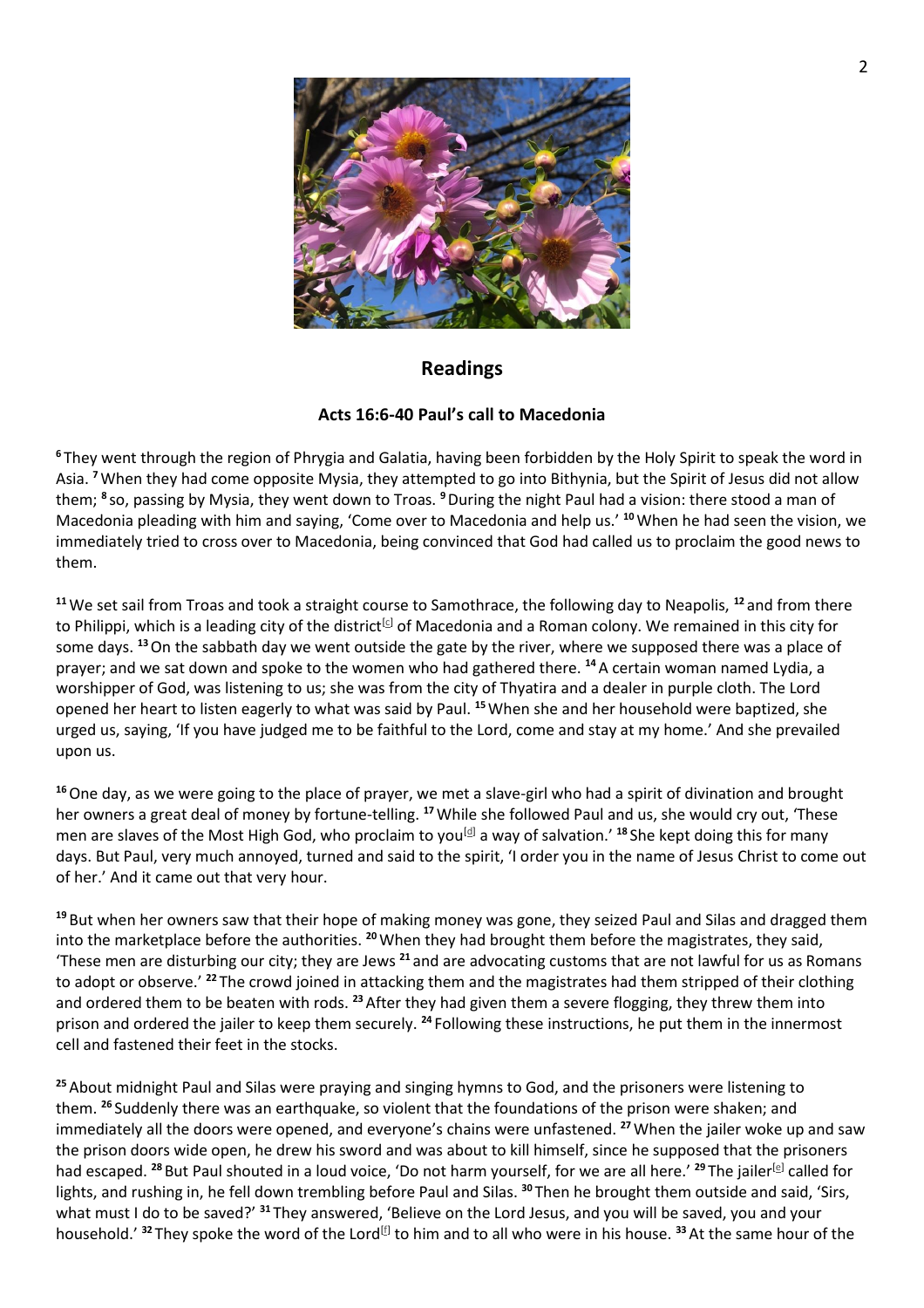## Readings

### Acts 16:6-40 Paul's call to Macedonia

**6** They went through the region of Phrygia and Galatia, having been forbidden by the Holy Spirit to speak the word in Asia. **7** When they had come opposite Mysia, they attempted to go into Bithynia, but the Spirit of Jesus did not allow them; **8** so, passing by Mysia, they went down to Troas. **9** During the night Paul had a vision: there stood a man of Macedonia pleading with him and saying, 'Come over to Macedonia and help us.' **10** When he had seen the vision, we immediately tried to cross over to Macedonia, being convinced that God had called us to proclaim the good news to them.

**11** We set sail from Troas and took a straight course to Samothrace, the following day to Neapolis, **12** and from there to Philippi, which is a leading city of the district[c] of Macedonia and a Roman colony. We remained in this city for some days. **13** On the sabbath day we went outside the gate by the river, where we supposed there was a place of prayer; and we sat down and spoke to the women who had gathered there. **14** A certain woman named Lydia, a worshipper of God, was listening to us; she was from the city of Thyatira and a dealer in purple cloth. The Lord opened her heart to listen eagerly to what was said by Paul. **15** When she and her household were baptized, she urged us, saying, 'If you have judged me to be faithful to the Lord, come and stay at my home.' And she prevailed upon us.

**16** One day, as we were going to the place of prayer, we met a slave-girl who had a spirit of divination and brought her owners a great deal of money by fortune-telling. **17** While she followed Paul and us, she would cry out, 'These men are slaves of the Most High God, who proclaim to you[d] a way of salvation.' **18** She kept doing this for many days. But Paul, very much annoyed, turned and said to the spirit, 'I order you in the name of Jesus Christ to come out of her.' And it came out that very hour.

**19** But when her owners saw that their hope of making money was gone, they seized Paul and Silas and dragged them into the marketplace before the authorities. **20** When they had brought them before the magistrates, they said, 'These men are disturbing our city; they are Jews **21** and are advocating customs that are not lawful for us as Romans to adopt or observe.' **22** The crowd joined in attacking them and the magistrates had them stripped of their clothing and ordered them to be beaten with rods. **23** After they had given them a severe flogging, they threw them into prison and ordered the jailer to keep them securely. **24** Following these instructions, he put them in the innermost cell and fastened their feet in the stocks.

**25** About midnight Paul and Silas were praying and singing hymns to God, and the prisoners were listening to them. **26** Suddenly there was an earthquake, so violent that the foundations of the prison were shaken; and immediately all the doors were opened, and everyone's chains were unfastened. **27** When the jailer woke up and saw the prison doors wide open, he drew his sword and was about to kill himself, since he supposed that the prisoners had escaped. **28** But Paul shouted in a loud voice, 'Do not harm yourself, for we are all here.' **29** The jailer[e] called for lights, and rushing in, he fell down trembling before Paul and Silas. **30** Then he brought them outside and said, 'Sirs, what must I do to be saved?' **31** They answered, 'Believe on the Lord Jesus, and you will be saved, you and your household.' **32** They spoke the word of the Lord[f] to him and to all who were in his house. **33** At the same hour of the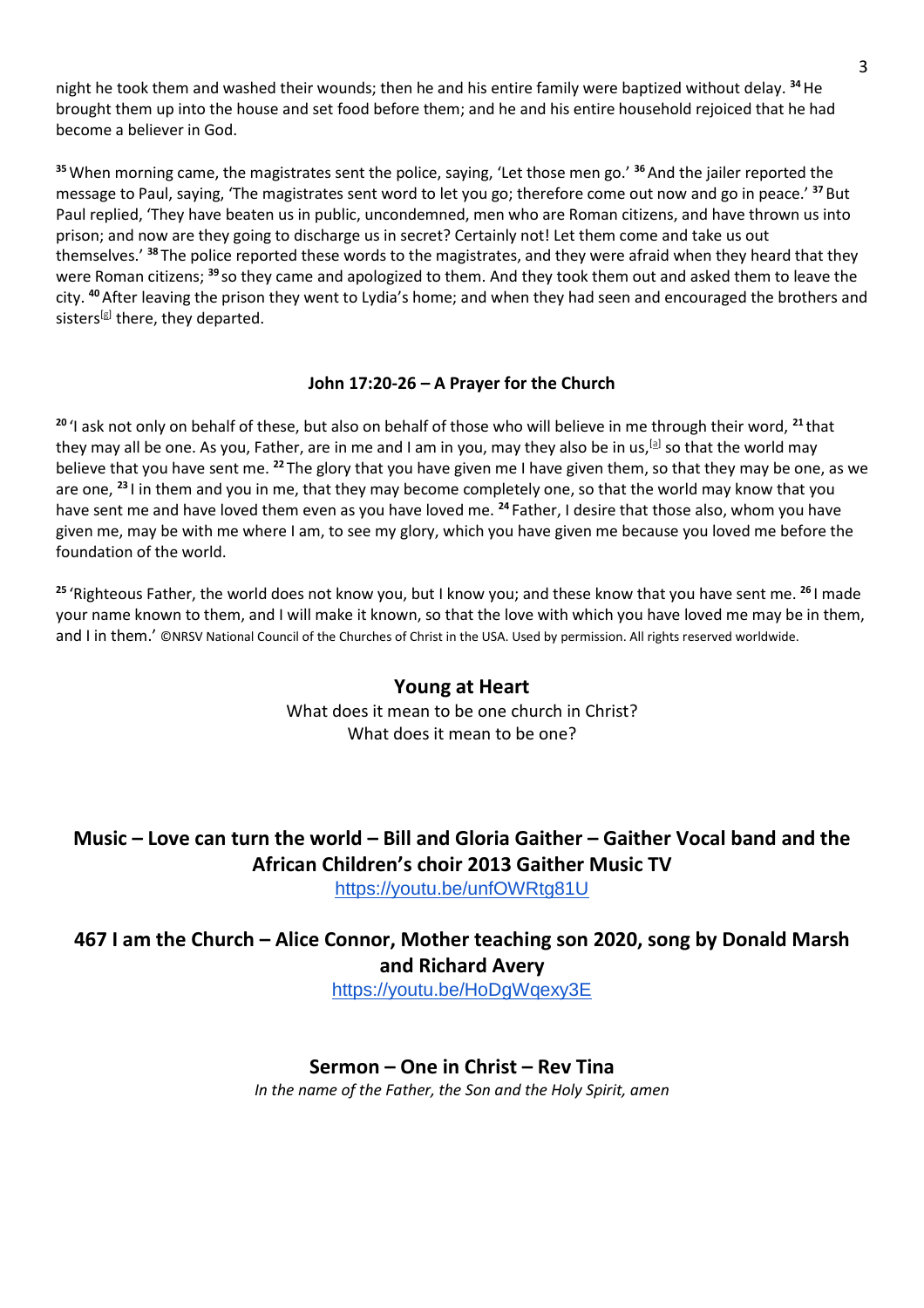night he took them and washed their wounds; then he and his entire family were baptized without delay. [34] He brought them up into the house and set food before them; and he and his entire household rejoiced that he had become a believer in God.

[35] When morning came, the magistrates sent the police, saying, 'Let those men go.' [36] And the jailer reported the message to Paul, saying, 'The magistrates sent word to let you go; therefore come out now and go in peace.' [37] But Paul replied, 'They have beaten us in public, uncondemned, men who are Roman citizens, and have thrown us into prison; and now are they going to discharge us in secret? Certainly not! Let them come and take us out themselves.' [38] The police reported these words to the magistrates, and they were afraid when they heard that they were Roman citizens; [39] so they came and apologized to them. And they took them out and asked them to leave the city. [40] After leaving the prison they went to Lydia's home; and when they had seen and encouraged the brothers and sisters[g] there, they departed.

### John 17:20-26 – A Prayer for the Church

[20] 'I ask not only on behalf of these, but also on behalf of those who will believe in me through their word, [21] that they may all be one. As you, Father, are in me and I am in you, may they also be in us,[a] so that the world may believe that you have sent me. [22] The glory that you have given me I have given them, so that they may be one, as we are one, [23] I in them and you in me, that they may become completely one, so that the world may know that you have sent me and have loved them even as you have loved me. [24] Father, I desire that those also, whom you have given me, may be with me where I am, to see my glory, which you have given me because you loved me before the foundation of the world.

[25] 'Righteous Father, the world does not know you, but I know you; and these know that you have sent me. [26] I made your name known to them, and I will make it known, so that the love with which you have loved me may be in them, and I in them.' ©NRSV National Council of the Churches of Christ in the USA. Used by permission. All rights reserved worldwide.

## Young at Heart

What does it mean to be one church in Christ?
What does it mean to be one?

## Music – Love can turn the world – Bill and Gloria Gaither – Gaither Vocal band and the African Children's choir 2013 Gaither Music TV

https://youtu.be/unfOWRtg81U

## 467 I am the Church – Alice Connor, Mother teaching son 2020, song by Donald Marsh and Richard Avery

https://youtu.be/HoDgWqexy3E

## Sermon – One in Christ – Rev Tina

*In the name of the Father, the Son and the Holy Spirit, amen*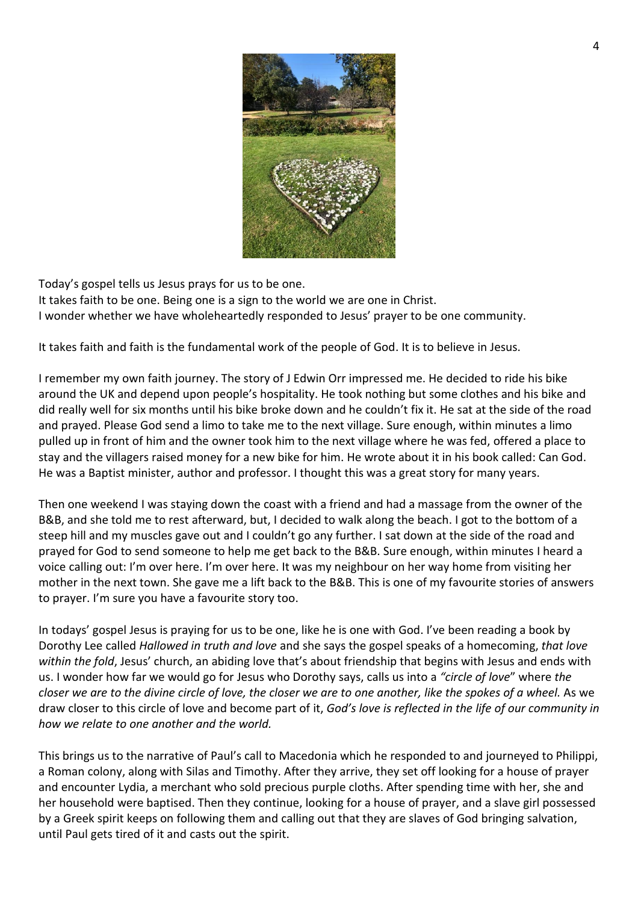Today's gospel tells us Jesus prays for us to be one.
It takes faith to be one. Being one is a sign to the world we are one in Christ.
I wonder whether we have wholeheartedly responded to Jesus' prayer to be one community.

It takes faith and faith is the fundamental work of the people of God. It is to believe in Jesus.

I remember my own faith journey. The story of J Edwin Orr impressed me. He decided to ride his bike around the UK and depend upon people's hospitality. He took nothing but some clothes and his bike and did really well for six months until his bike broke down and he couldn't fix it. He sat at the side of the road and prayed. Please God send a limo to take me to the next village. Sure enough, within minutes a limo pulled up in front of him and the owner took him to the next village where he was fed, offered a place to stay and the villagers raised money for a new bike for him. He wrote about it in his book called: Can God. He was a Baptist minister, author and professor. I thought this was a great story for many years.

Then one weekend I was staying down the coast with a friend and had a massage from the owner of the B&B, and she told me to rest afterward, but, I decided to walk along the beach. I got to the bottom of a steep hill and my muscles gave out and I couldn't go any further. I sat down at the side of the road and prayed for God to send someone to help me get back to the B&B. Sure enough, within minutes I heard a voice calling out: I'm over here. I'm over here. It was my neighbour on her way home from visiting her mother in the next town. She gave me a lift back to the B&B. This is one of my favourite stories of answers to prayer. I'm sure you have a favourite story too.

In todays' gospel Jesus is praying for us to be one, like he is one with God. I've been reading a book by Dorothy Lee called *Hallowed in truth and love* and she says the gospel speaks of a homecoming, *that love within the fold*, Jesus' church, an abiding love that's about friendship that begins with Jesus and ends with us. I wonder how far we would go for Jesus who Dorothy says, calls us into a *"circle of love*" where *the closer we are to the divine circle of love, the closer we are to one another, like the spokes of a wheel.* As we draw closer to this circle of love and become part of it, *God's love is reflected in the life of our community in how we relate to one another and the world.*

This brings us to the narrative of Paul's call to Macedonia which he responded to and journeyed to Philippi, a Roman colony, along with Silas and Timothy. After they arrive, they set off looking for a house of prayer and encounter Lydia, a merchant who sold precious purple cloths. After spending time with her, she and her household were baptised. Then they continue, looking for a house of prayer, and a slave girl possessed by a Greek spirit keeps on following them and calling out that they are slaves of God bringing salvation, until Paul gets tired of it and casts out the spirit.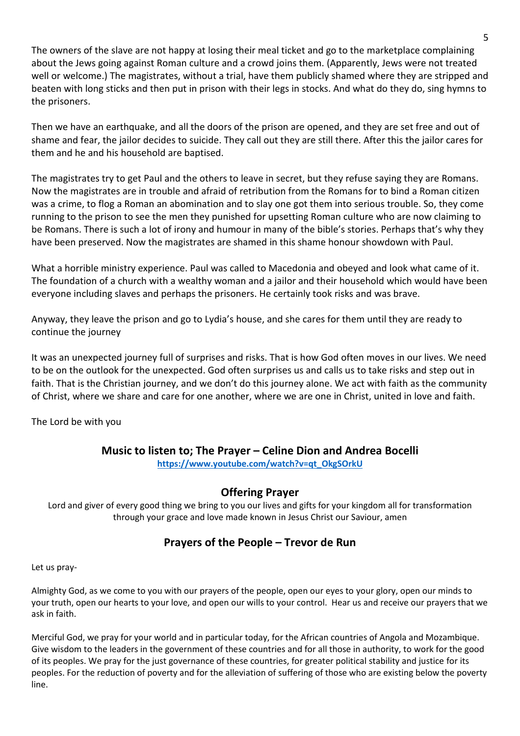The owners of the slave are not happy at losing their meal ticket and go to the marketplace complaining about the Jews going against Roman culture and a crowd joins them. (Apparently, Jews were not treated well or welcome.) The magistrates, without a trial, have them publicly shamed where they are stripped and beaten with long sticks and then put in prison with their legs in stocks. And what do they do, sing hymns to the prisoners.

Then we have an earthquake, and all the doors of the prison are opened, and they are set free and out of shame and fear, the jailor decides to suicide. They call out they are still there. After this the jailor cares for them and he and his household are baptised.

The magistrates try to get Paul and the others to leave in secret, but they refuse saying they are Romans. Now the magistrates are in trouble and afraid of retribution from the Romans for to bind a Roman citizen was a crime, to flog a Roman an abomination and to slay one got them into serious trouble. So, they come running to the prison to see the men they punished for upsetting Roman culture who are now claiming to be Romans. There is such a lot of irony and humour in many of the bible's stories. Perhaps that's why they have been preserved. Now the magistrates are shamed in this shame honour showdown with Paul.

What a horrible ministry experience. Paul was called to Macedonia and obeyed and look what came of it. The foundation of a church with a wealthy woman and a jailor and their household which would have been everyone including slaves and perhaps the prisoners. He certainly took risks and was brave.

Anyway, they leave the prison and go to Lydia's house, and she cares for them until they are ready to continue the journey

It was an unexpected journey full of surprises and risks. That is how God often moves in our lives. We need to be on the outlook for the unexpected. God often surprises us and calls us to take risks and step out in faith. That is the Christian journey, and we don't do this journey alone. We act with faith as the community of Christ, where we share and care for one another, where we are one in Christ, united in love and faith.

The Lord be with you

## Music to listen to; The Prayer – Celine Dion and Andrea Bocelli

https://www.youtube.com/watch?v=qt_OkgSOrkU

## Offering Prayer

Lord and giver of every good thing we bring to you our lives and gifts for your kingdom all for transformation through your grace and love made known in Jesus Christ our Saviour, amen

## Prayers of the People – Trevor de Run

Let us pray-

Almighty God, as we come to you with our prayers of the people, open our eyes to your glory, open our minds to your truth, open our hearts to your love, and open our wills to your control. Hear us and receive our prayers that we ask in faith.

Merciful God, we pray for your world and in particular today, for the African countries of Angola and Mozambique. Give wisdom to the leaders in the government of these countries and for all those in authority, to work for the good of its peoples. We pray for the just governance of these countries, for greater political stability and justice for its peoples. For the reduction of poverty and for the alleviation of suffering of those who are existing below the poverty line.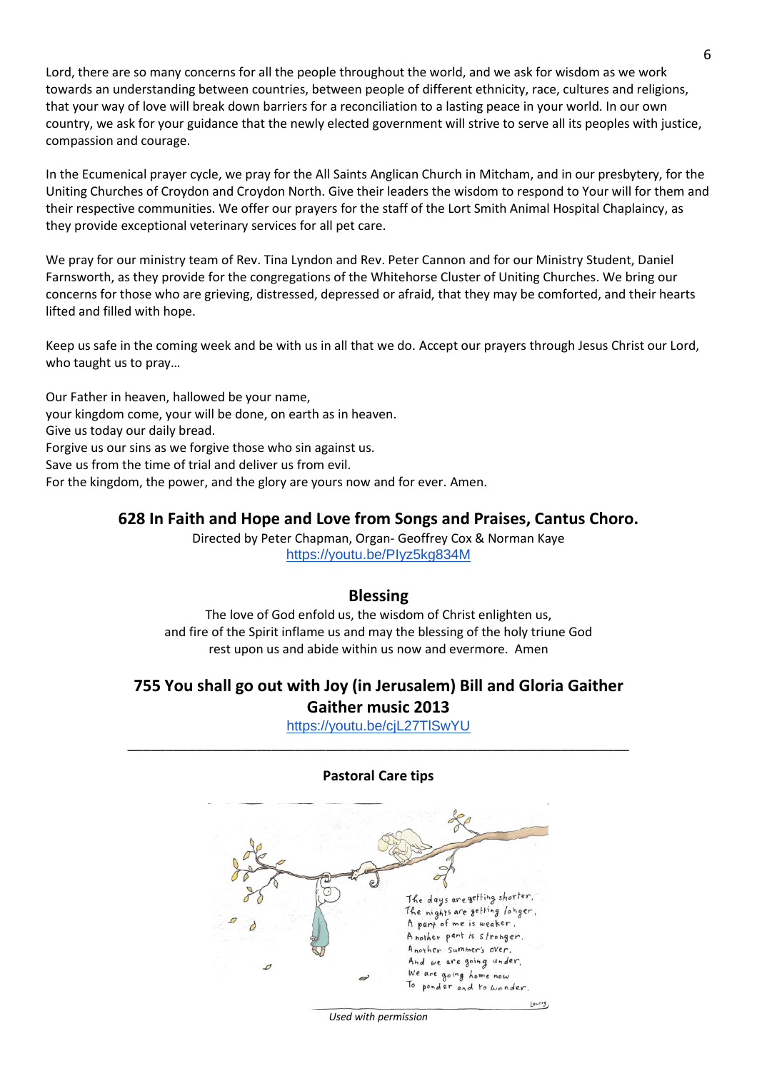Lord, there are so many concerns for all the people throughout the world, and we ask for wisdom as we work towards an understanding between countries, between people of different ethnicity, race, cultures and religions, that your way of love will break down barriers for a reconciliation to a lasting peace in your world. In our own country, we ask for your guidance that the newly elected government will strive to serve all its peoples with justice, compassion and courage.

In the Ecumenical prayer cycle, we pray for the All Saints Anglican Church in Mitcham, and in our presbytery, for the Uniting Churches of Croydon and Croydon North. Give their leaders the wisdom to respond to Your will for them and their respective communities. We offer our prayers for the staff of the Lort Smith Animal Hospital Chaplaincy, as they provide exceptional veterinary services for all pet care.

We pray for our ministry team of Rev. Tina Lyndon and Rev. Peter Cannon and for our Ministry Student, Daniel Farnsworth, as they provide for the congregations of the Whitehorse Cluster of Uniting Churches. We bring our concerns for those who are grieving, distressed, depressed or afraid, that they may be comforted, and their hearts lifted and filled with hope.

Keep us safe in the coming week and be with us in all that we do. Accept our prayers through Jesus Christ our Lord, who taught us to pray…

Our Father in heaven, hallowed be your name,
your kingdom come, your will be done, on earth as in heaven.
Give us today our daily bread.
Forgive us our sins as we forgive those who sin against us.
Save us from the time of trial and deliver us from evil.
For the kingdom, the power, and the glory are yours now and for ever. Amen.

## 628 In Faith and Hope and Love from Songs and Praises, Cantus Choro.

Directed by Peter Chapman, Organ- Geoffrey Cox & Norman Kaye
https://youtu.be/PIyz5kg834M

## Blessing

The love of God enfold us, the wisdom of Christ enlighten us,
and fire of the Spirit inflame us and may the blessing of the holy triune God
rest upon us and abide within us now and evermore. Amen

## 755 You shall go out with Joy (in Jerusalem) Bill and Gloria Gaither Gaither music 2013

https://youtu.be/cjL27TlSwYU

---

**Pastoral Care tips**

The days are getting shorter,
The nights are getting longer,
A part of me is weaker,
Another part is stronger.
Another summer's over,
And we are going under,
We are going home now
To ponder and to wonder.

*Used with permission*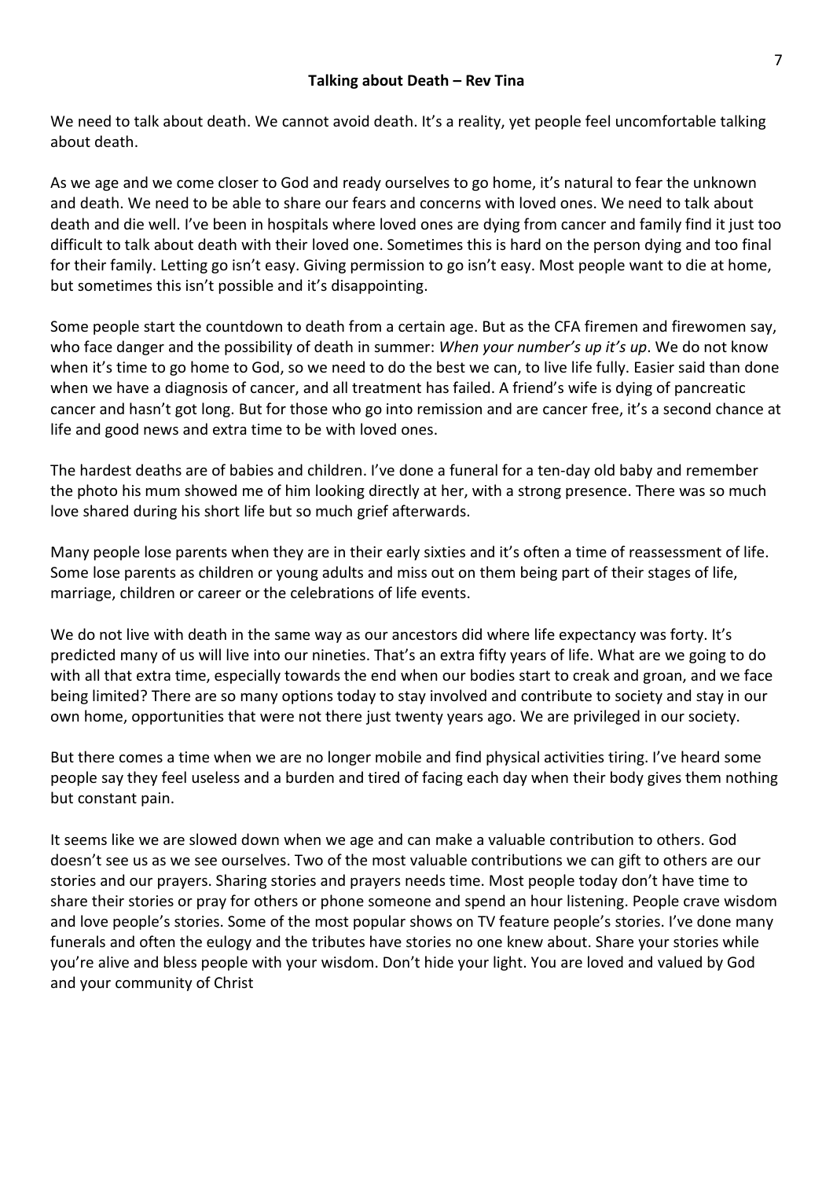## Talking about Death – Rev Tina

We need to talk about death. We cannot avoid death. It's a reality, yet people feel uncomfortable talking about death.

As we age and we come closer to God and ready ourselves to go home, it's natural to fear the unknown and death. We need to be able to share our fears and concerns with loved ones. We need to talk about death and die well. I've been in hospitals where loved ones are dying from cancer and family find it just too difficult to talk about death with their loved one. Sometimes this is hard on the person dying and too final for their family. Letting go isn't easy. Giving permission to go isn't easy. Most people want to die at home, but sometimes this isn't possible and it's disappointing.

Some people start the countdown to death from a certain age. But as the CFA firemen and firewomen say, who face danger and the possibility of death in summer: *When your number's up it's up*. We do not know when it's time to go home to God, so we need to do the best we can, to live life fully. Easier said than done when we have a diagnosis of cancer, and all treatment has failed. A friend's wife is dying of pancreatic cancer and hasn't got long. But for those who go into remission and are cancer free, it's a second chance at life and good news and extra time to be with loved ones.

The hardest deaths are of babies and children. I've done a funeral for a ten-day old baby and remember the photo his mum showed me of him looking directly at her, with a strong presence. There was so much love shared during his short life but so much grief afterwards.

Many people lose parents when they are in their early sixties and it's often a time of reassessment of life. Some lose parents as children or young adults and miss out on them being part of their stages of life, marriage, children or career or the celebrations of life events.

We do not live with death in the same way as our ancestors did where life expectancy was forty. It's predicted many of us will live into our nineties. That's an extra fifty years of life. What are we going to do with all that extra time, especially towards the end when our bodies start to creak and groan, and we face being limited? There are so many options today to stay involved and contribute to society and stay in our own home, opportunities that were not there just twenty years ago. We are privileged in our society.

But there comes a time when we are no longer mobile and find physical activities tiring. I've heard some people say they feel useless and a burden and tired of facing each day when their body gives them nothing but constant pain.

It seems like we are slowed down when we age and can make a valuable contribution to others. God doesn't see us as we see ourselves. Two of the most valuable contributions we can gift to others are our stories and our prayers. Sharing stories and prayers needs time. Most people today don't have time to share their stories or pray for others or phone someone and spend an hour listening. People crave wisdom and love people's stories. Some of the most popular shows on TV feature people's stories. I've done many funerals and often the eulogy and the tributes have stories no one knew about. Share your stories while you're alive and bless people with your wisdom. Don't hide your light. You are loved and valued by God and your community of Christ